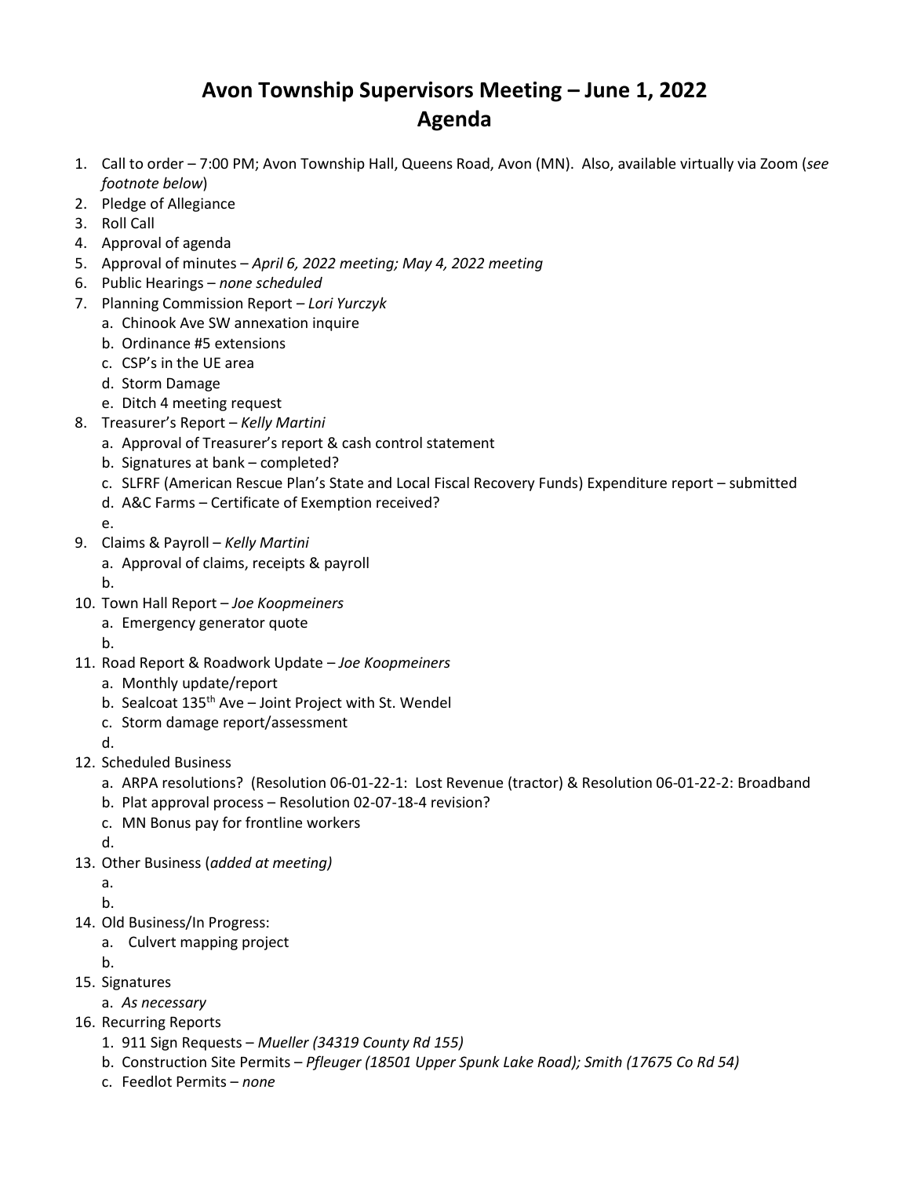# Avon Township Supervisors Meeting – June 1, 2022
# Agenda

1. Call to order – 7:00 PM; Avon Township Hall, Queens Road, Avon (MN). Also, available virtually via Zoom (*see footnote below*)
2. Pledge of Allegiance
3. Roll Call
4. Approval of agenda
5. Approval of minutes – *April 6, 2022 meeting; May 4, 2022 meeting*
6. Public Hearings – *none scheduled*
7. Planning Commission Report – *Lori Yurczyk*
   a. Chinook Ave SW annexation inquire
   b. Ordinance #5 extensions
   c. CSP's in the UE area
   d. Storm Damage
   e. Ditch 4 meeting request
8. Treasurer's Report – *Kelly Martini*
   a. Approval of Treasurer's report & cash control statement
   b. Signatures at bank – completed?
   c. SLFRF (American Rescue Plan's State and Local Fiscal Recovery Funds) Expenditure report – submitted
   d. A&C Farms – Certificate of Exemption received?
   e.
9. Claims & Payroll – *Kelly Martini*
   a. Approval of claims, receipts & payroll
   b.
10. Town Hall Report – *Joe Koopmeiners*
    a. Emergency generator quote
    b.
11. Road Report & Roadwork Update – *Joe Koopmeiners*
    a. Monthly update/report
    b. Sealcoat 135th Ave – Joint Project with St. Wendel
    c. Storm damage report/assessment
    d.
12. Scheduled Business
    a. ARPA resolutions? (Resolution 06-01-22-1: Lost Revenue (tractor) & Resolution 06-01-22-2: Broadband
    b. Plat approval process – Resolution 02-07-18-4 revision?
    c. MN Bonus pay for frontline workers
    d.
13. Other Business (*added at meeting)*
    a.
    b.
14. Old Business/In Progress:
    a. Culvert mapping project
    b.
15. Signatures
    a. *As necessary*
16. Recurring Reports
    1. 911 Sign Requests – *Mueller (34319 County Rd 155)*
    b. Construction Site Permits – *Pfleuger (18501 Upper Spunk Lake Road); Smith (17675 Co Rd 54)*
    c. Feedlot Permits – *none*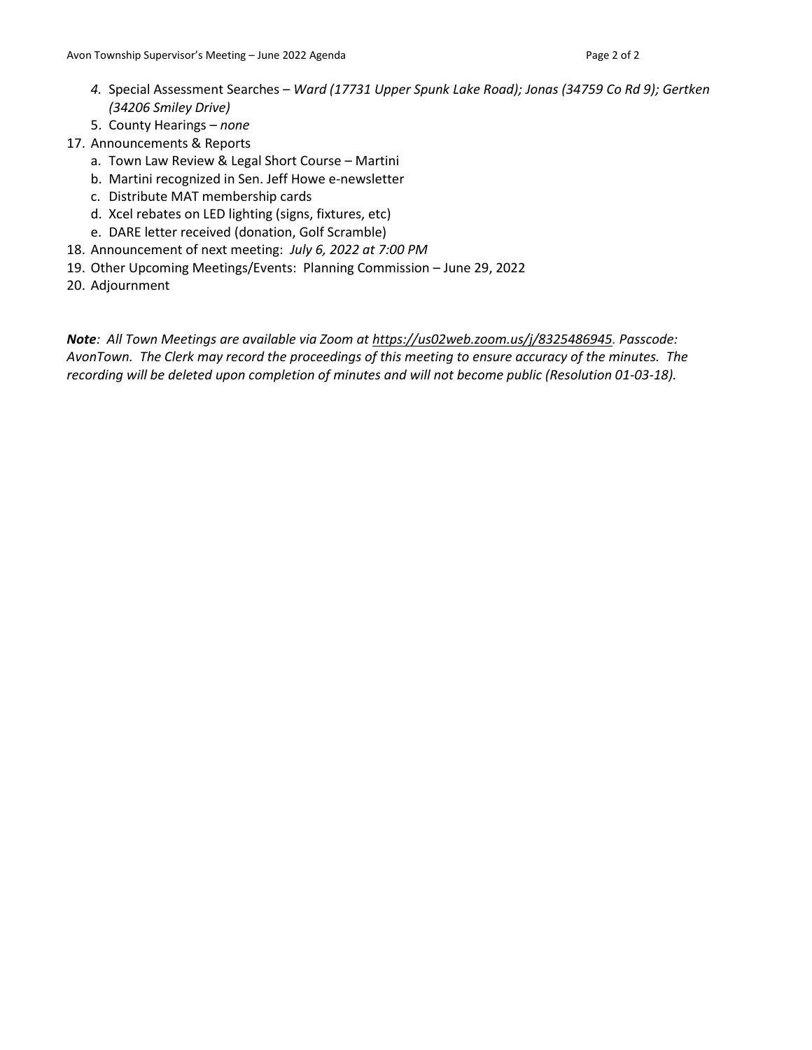4. Special Assessment Searches – *Ward (17731 Upper Spunk Lake Road); Jonas (34759 Co Rd 9); Gertken (34206 Smiley Drive)*
5. County Hearings – *none*

17. Announcements & Reports
    a. Town Law Review & Legal Short Course – Martini
    b. Martini recognized in Sen. Jeff Howe e-newsletter
    c. Distribute MAT membership cards
    d. Xcel rebates on LED lighting (signs, fixtures, etc)
    e. DARE letter received (donation, Golf Scramble)
18. Announcement of next meeting: *July 6, 2022 at 7:00 PM*
19. Other Upcoming Meetings/Events: Planning Commission – June 29, 2022
20. Adjournment

***Note****: All Town Meetings are available via Zoom at https://us02web.zoom.us/j/8325486945. Passcode: AvonTown. The Clerk may record the proceedings of this meeting to ensure accuracy of the minutes. The recording will be deleted upon completion of minutes and will not become public (Resolution 01-03-18).*